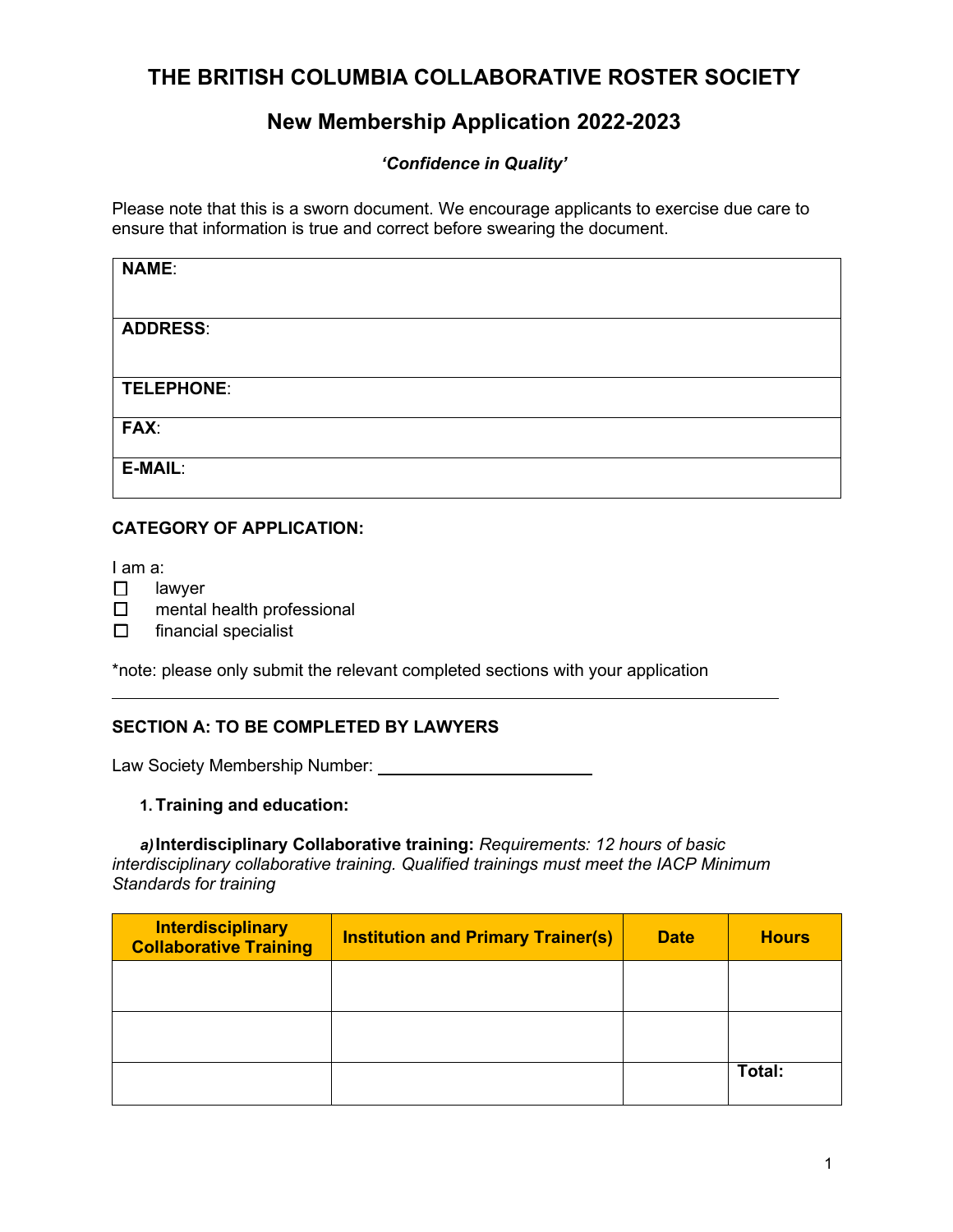# THE BRITISH COLUMBIA COLLABORATIVE ROSTER SOCIETY

## New Membership Application 2022-2023

***'Confidence in Quality'***

Please note that this is a sworn document. We encourage applicants to exercise due care to ensure that information is true and correct before swearing the document.

| **NAME**: |
|---|
| **ADDRESS**: |
| **TELEPHONE**: |
| **FAX**: |
| **E-MAIL**: |

**CATEGORY OF APPLICATION:**

I am a:

- ☐ lawyer
- ☐ mental health professional
- ☐ financial specialist

*note: please only submit the relevant completed sections with your application

---

**SECTION A: TO BE COMPLETED BY LAWYERS**

Law Society Membership Number: ________________________

1. **Training and education:**

***a)*** **Interdisciplinary Collaborative training:** *Requirements: 12 hours of basic interdisciplinary collaborative training. Qualified trainings must meet the IACP Minimum Standards for training*

| Interdisciplinary Collaborative Training | Institution and Primary Trainer(s) | Date | Hours |
|---|---|---|---|
| | | | |
| | | | |
| | | | **Total:** |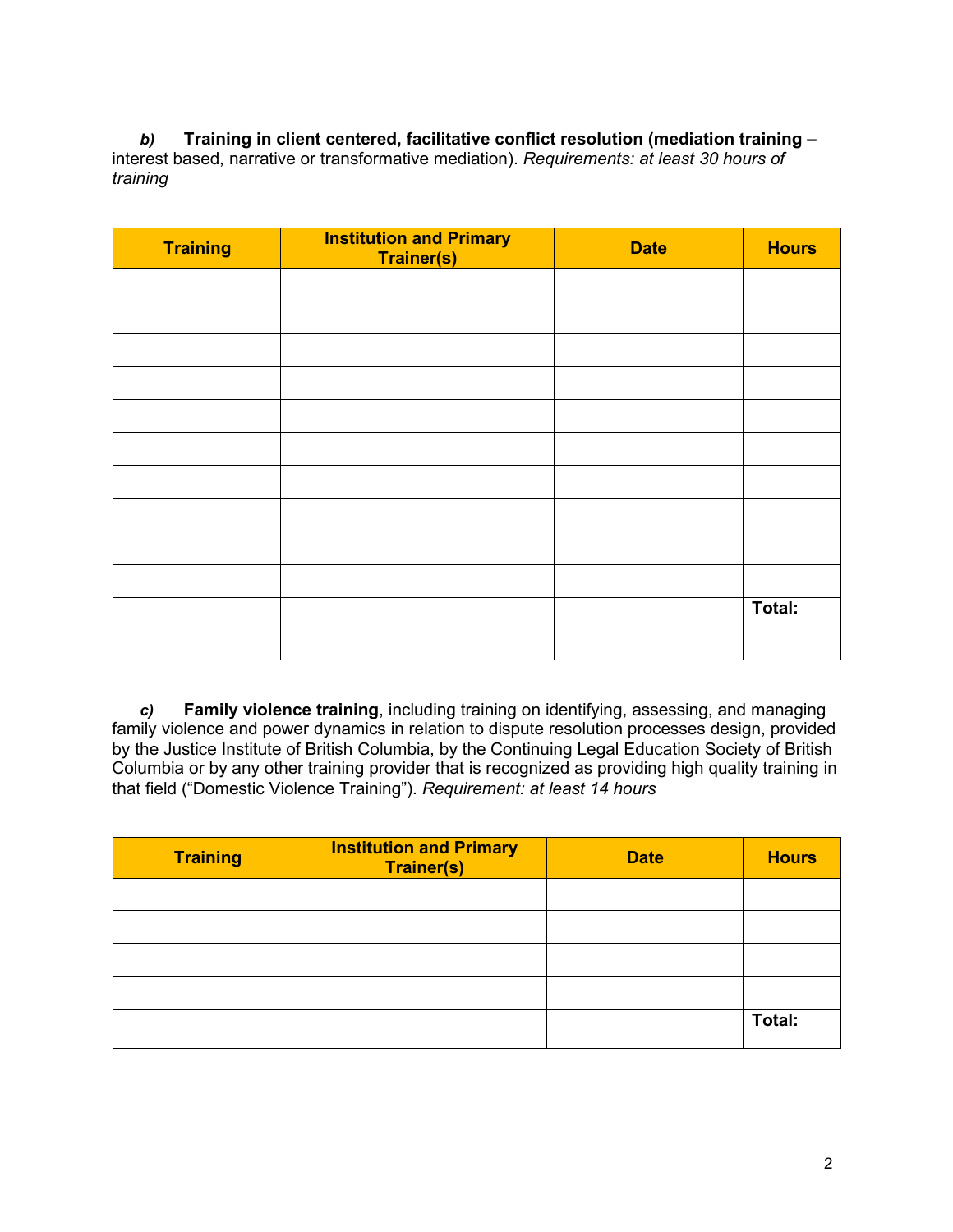***b)*** **Training in client centered, facilitative conflict resolution (mediation training –** interest based, narrative or transformative mediation). *Requirements: at least 30 hours of training*

| Training | Institution and Primary Trainer(s) | Date | Hours |
|---|---|---|---|
| | | | |
| | | | |
| | | | |
| | | | |
| | | | |
| | | | |
| | | | |
| | | | |
| | | | |
| | | | |
| | | | **Total:** |

***c)*** **Family violence training**, including training on identifying, assessing, and managing family violence and power dynamics in relation to dispute resolution processes design, provided by the Justice Institute of British Columbia, by the Continuing Legal Education Society of British Columbia or by any other training provider that is recognized as providing high quality training in that field ("Domestic Violence Training"). *Requirement: at least 14 hours*

| Training | Institution and Primary Trainer(s) | Date | Hours |
|---|---|---|---|
| | | | |
| | | | |
| | | | |
| | | | |
| | | | **Total:** |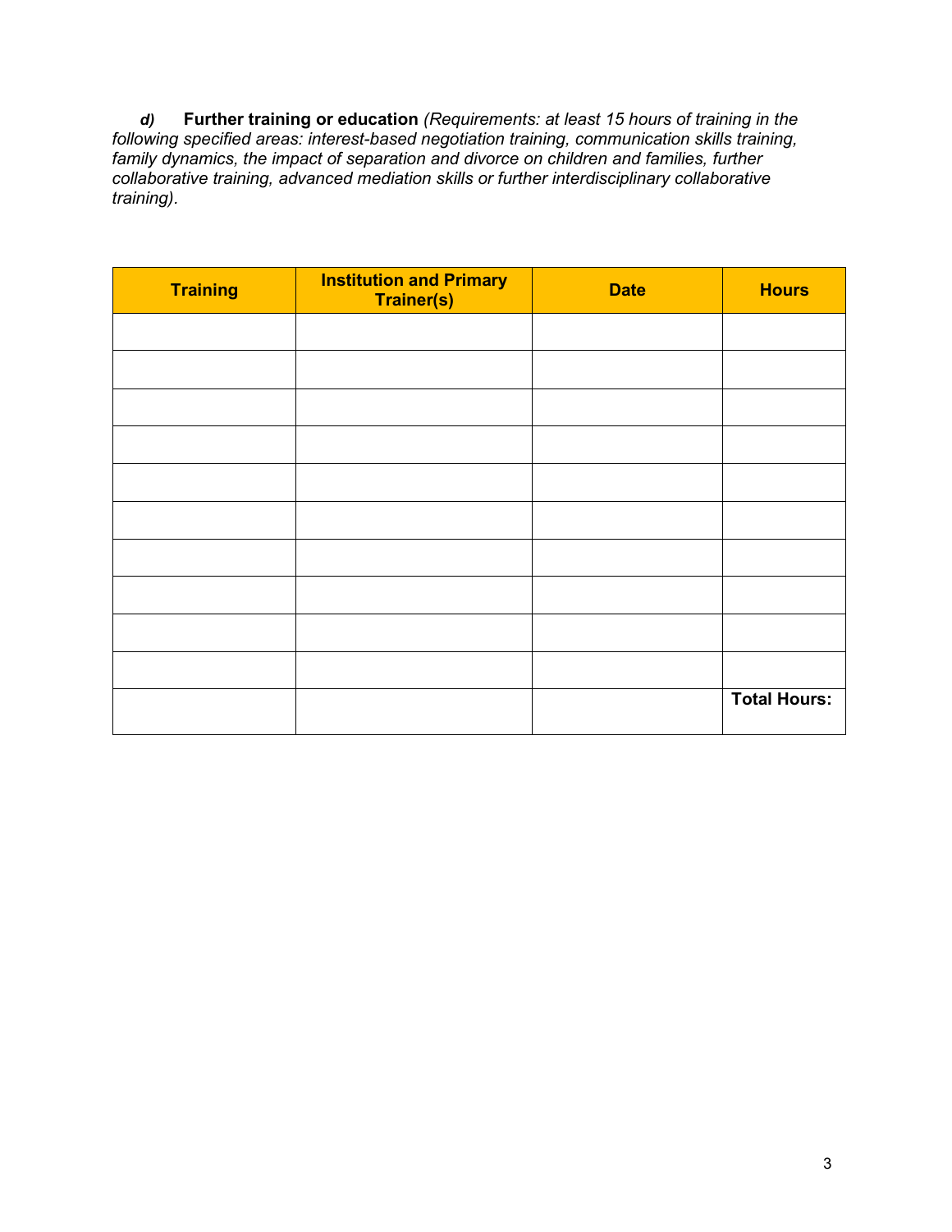***d)*** **Further training or education** *(Requirements: at least 15 hours of training in the following specified areas: interest-based negotiation training, communication skills training, family dynamics, the impact of separation and divorce on children and families, further collaborative training, advanced mediation skills or further interdisciplinary collaborative training).*

| Training | Institution and Primary Trainer(s) | Date | Hours |
|---|---|---|---|
| | | | |
| | | | |
| | | | |
| | | | |
| | | | |
| | | | |
| | | | |
| | | | |
| | | | |
| | | | |
| | | | **Total Hours:** |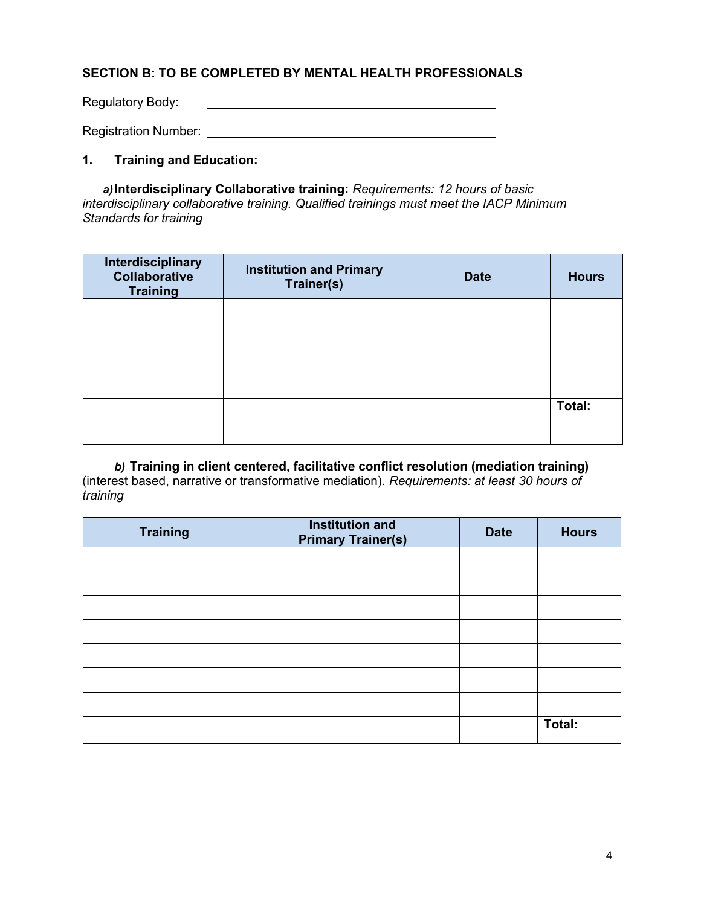**SECTION B: TO BE COMPLETED BY MENTAL HEALTH PROFESSIONALS**

Regulatory Body: ______________________________

Registration Number: ______________________________

**1. Training and Education:**

***a)*** **Interdisciplinary Collaborative training:** *Requirements: 12 hours of basic interdisciplinary collaborative training. Qualified trainings must meet the IACP Minimum Standards for training*

| Interdisciplinary Collaborative Training | Institution and Primary Trainer(s) | Date | Hours |
|---|---|---|---|
| | | | |
| | | | |
| | | | |
| | | | |
| | | | **Total:** |

***b)*** **Training in client centered, facilitative conflict resolution (mediation training)** (interest based, narrative or transformative mediation). *Requirements: at least 30 hours of training*

| Training | Institution and Primary Trainer(s) | Date | Hours |
|---|---|---|---|
| | | | |
| | | | |
| | | | |
| | | | |
| | | | |
| | | | |
| | | | |
| | | | **Total:** |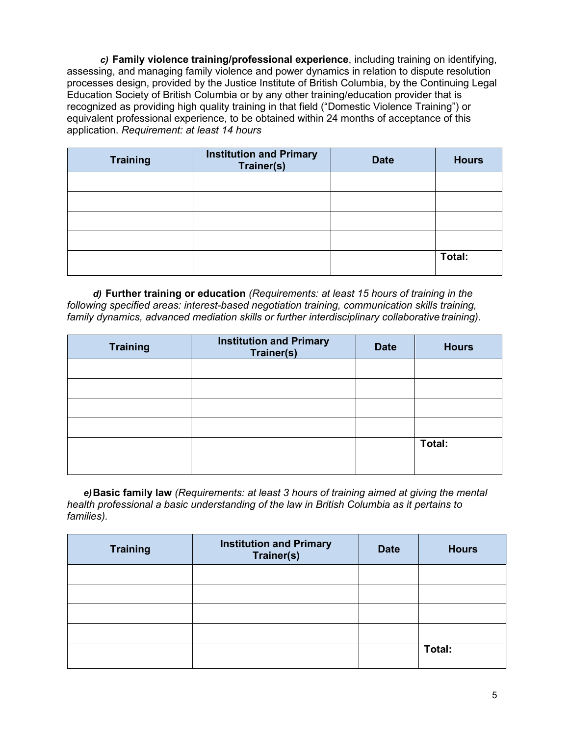***c)*** **Family violence training/professional experience**, including training on identifying, assessing, and managing family violence and power dynamics in relation to dispute resolution processes design, provided by the Justice Institute of British Columbia, by the Continuing Legal Education Society of British Columbia or by any other training/education provider that is recognized as providing high quality training in that field ("Domestic Violence Training") or equivalent professional experience, to be obtained within 24 months of acceptance of this application. *Requirement: at least 14 hours*

| Training | Institution and Primary Trainer(s) | Date | Hours |
|---|---|---|---|
| | | | |
| | | | |
| | | | |
| | | | |
| | | | **Total:** |

***d)*** **Further training or education** *(Requirements: at least 15 hours of training in the following specified areas: interest-based negotiation training, communication skills training, family dynamics, advanced mediation skills or further interdisciplinary collaborative training).*

| Training | Institution and Primary Trainer(s) | Date | Hours |
|---|---|---|---|
| | | | |
| | | | |
| | | | |
| | | | |
| | | | **Total:** |

***e)*** **Basic family law** *(Requirements: at least 3 hours of training aimed at giving the mental health professional a basic understanding of the law in British Columbia as it pertains to families).*

| Training | Institution and Primary Trainer(s) | Date | Hours |
|---|---|---|---|
| | | | |
| | | | |
| | | | |
| | | | |
| | | | **Total:** |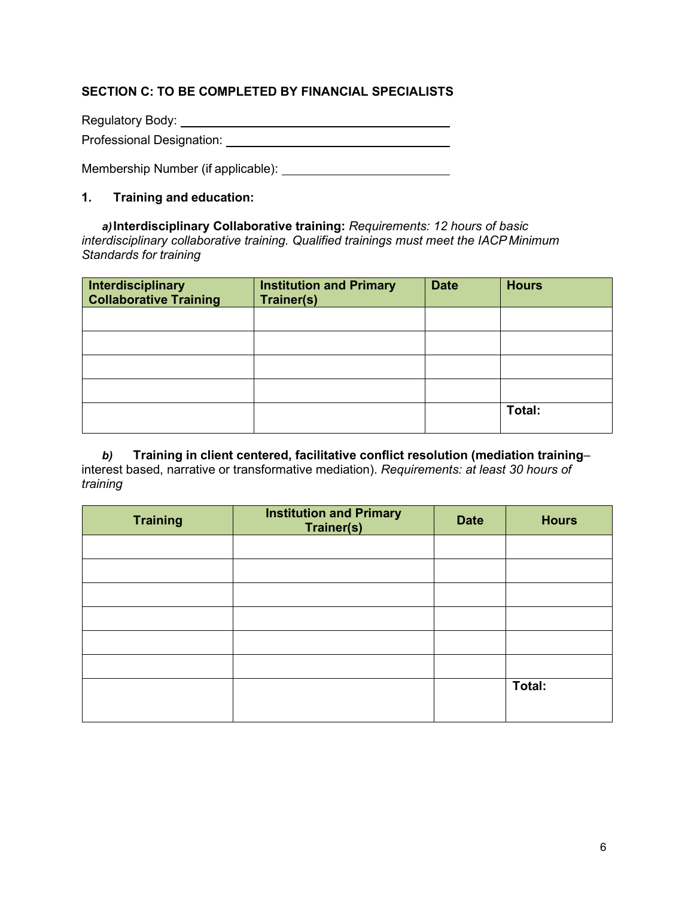**SECTION C: TO BE COMPLETED BY FINANCIAL SPECIALISTS**

Regulatory Body: ________________________________________

Professional Designation: ________________________________

Membership Number (if applicable): _______________________

**1. Training and education:**

***a)*** **Interdisciplinary Collaborative training:** *Requirements: 12 hours of basic interdisciplinary collaborative training. Qualified trainings must meet the IACP Minimum Standards for training*

| Interdisciplinary Collaborative Training | Institution and Primary Trainer(s) | Date | Hours |
|---|---|---|---|
| | | | |
| | | | |
| | | | |
| | | | |
| | | | **Total:** |

***b)*** **Training in client centered, facilitative conflict resolution (mediation training**– interest based, narrative or transformative mediation). *Requirements: at least 30 hours of training*

| Training | Institution and Primary Trainer(s) | Date | Hours |
|---|---|---|---|
| | | | |
| | | | |
| | | | |
| | | | |
| | | | |
| | | | |
| | | | **Total:** |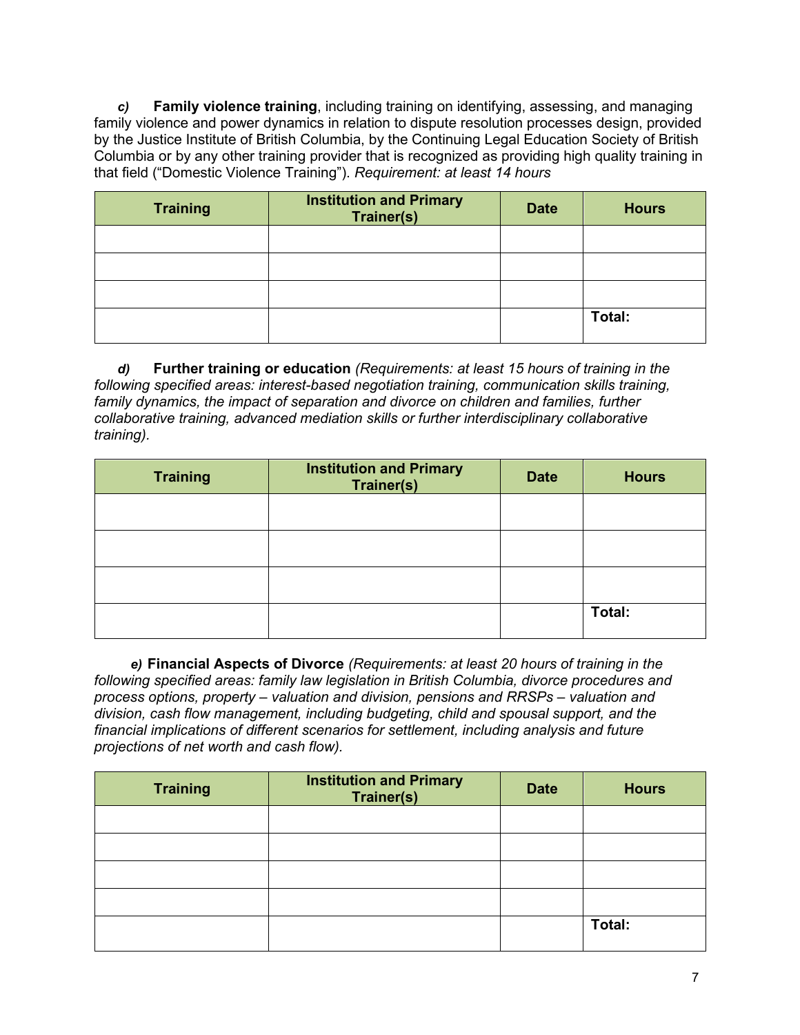***c)*** **Family violence training**, including training on identifying, assessing, and managing family violence and power dynamics in relation to dispute resolution processes design, provided by the Justice Institute of British Columbia, by the Continuing Legal Education Society of British Columbia or by any other training provider that is recognized as providing high quality training in that field ("Domestic Violence Training"). *Requirement: at least 14 hours*

| Training | Institution and Primary Trainer(s) | Date | Hours |
|---|---|---|---|
| | | | |
| | | | |
| | | | |
| | | | **Total:** |

***d)*** **Further training or education** *(Requirements: at least 15 hours of training in the following specified areas: interest-based negotiation training, communication skills training, family dynamics, the impact of separation and divorce on children and families, further collaborative training, advanced mediation skills or further interdisciplinary collaborative training).*

| Training | Institution and Primary Trainer(s) | Date | Hours |
|---|---|---|---|
| | | | |
| | | | |
| | | | |
| | | | **Total:** |

***e)*** **Financial Aspects of Divorce** *(Requirements: at least 20 hours of training in the following specified areas: family law legislation in British Columbia, divorce procedures and process options, property – valuation and division, pensions and RRSPs – valuation and division, cash flow management, including budgeting, child and spousal support, and the financial implications of different scenarios for settlement, including analysis and future projections of net worth and cash flow).*

| Training | Institution and Primary Trainer(s) | Date | Hours |
|---|---|---|---|
| | | | |
| | | | |
| | | | |
| | | | |
| | | | **Total:** |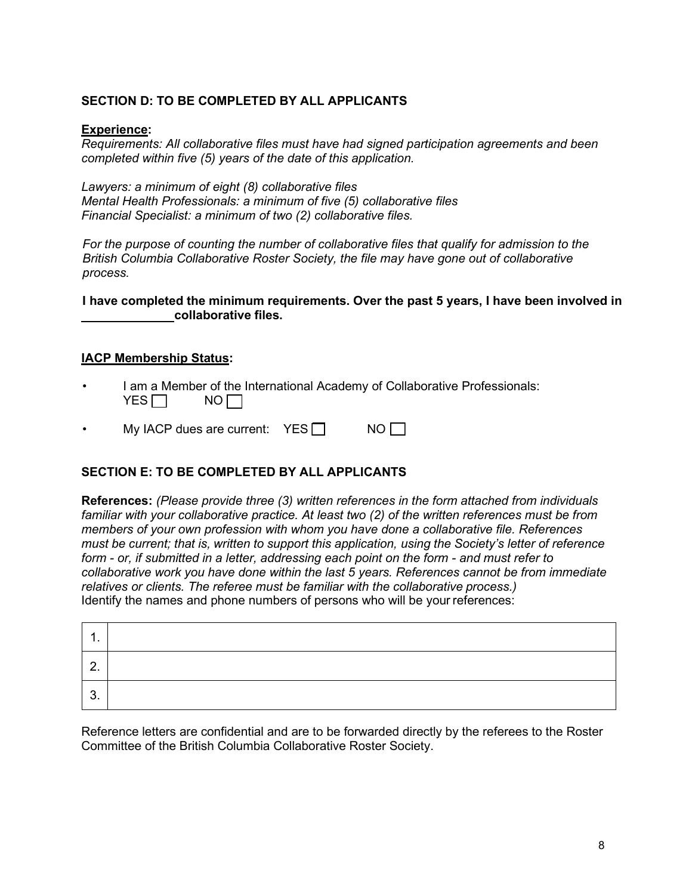### SECTION D: TO BE COMPLETED BY ALL APPLICANTS

**Experience:**

*Requirements: All collaborative files must have had signed participation agreements and been completed within five (5) years of the date of this application.*

*Lawyers: a minimum of eight (8) collaborative files*
*Mental Health Professionals: a minimum of five (5) collaborative files*
*Financial Specialist: a minimum of two (2) collaborative files.*

*For the purpose of counting the number of collaborative files that qualify for admission to the British Columbia Collaborative Roster Society, the file may have gone out of collaborative process.*

**I have completed the minimum requirements. Over the past 5 years, I have been involved in \_\_\_\_\_\_\_\_\_\_\_\_\_ collaborative files.**

**IACP Membership Status:**

- I am a Member of the International Academy of Collaborative Professionals:
  YES ☐ NO ☐
- My IACP dues are current: YES ☐ NO ☐

### SECTION E: TO BE COMPLETED BY ALL APPLICANTS

**References:** *(Please provide three (3) written references in the form attached from individuals familiar with your collaborative practice. At least two (2) of the written references must be from members of your own profession with whom you have done a collaborative file. References must be current; that is, written to support this application, using the Society's letter of reference form - or, if submitted in a letter, addressing each point on the form - and must refer to collaborative work you have done within the last 5 years. References cannot be from immediate relatives or clients. The referee must be familiar with the collaborative process.)*
Identify the names and phone numbers of persons who will be your references:

| | |
|---|---|
| 1. | |
| 2. | |
| 3. | |

Reference letters are confidential and are to be forwarded directly by the referees to the Roster Committee of the British Columbia Collaborative Roster Society.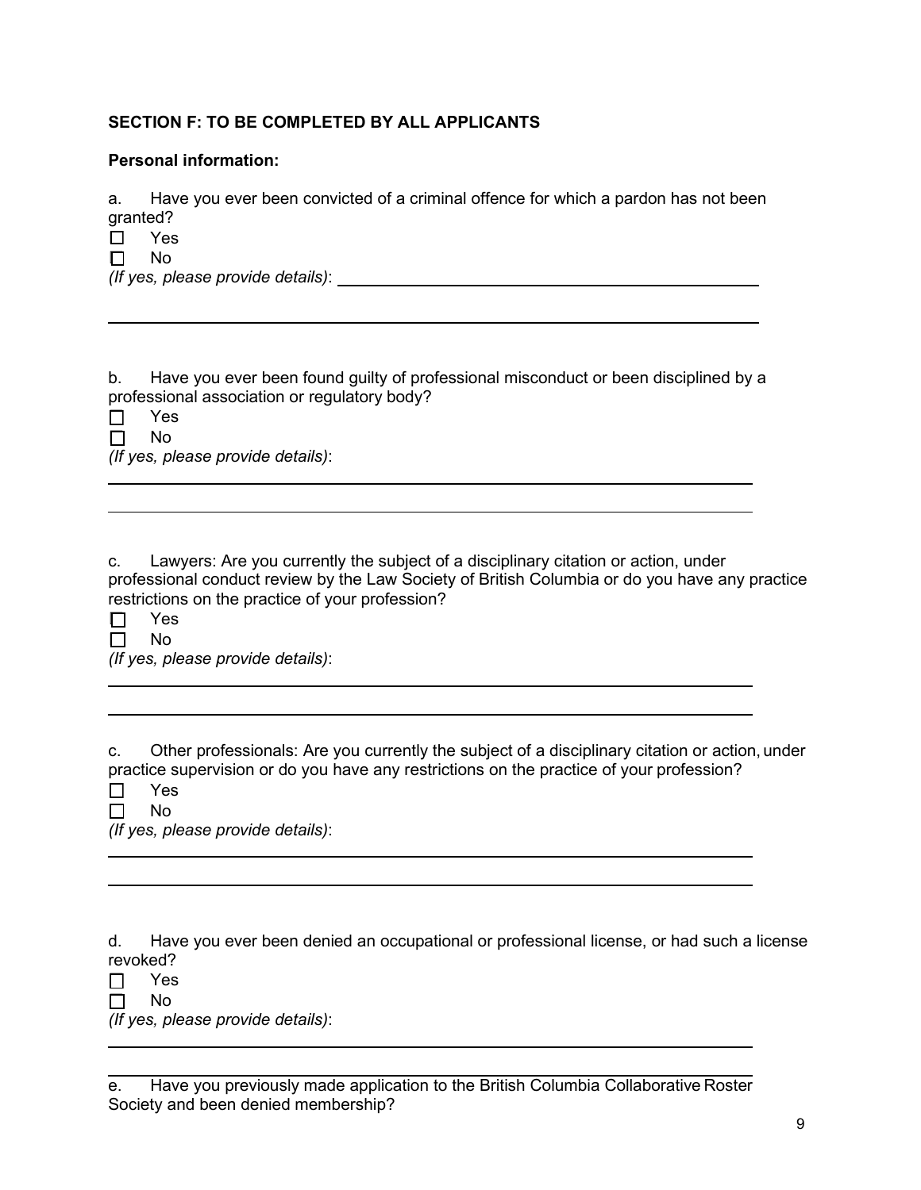**SECTION F: TO BE COMPLETED BY ALL APPLICANTS**

**Personal information:**

a. Have you ever been convicted of a criminal offence for which a pardon has not been granted?

☐ Yes
☐ No

*(If yes, please provide details)*: ______________________________________________

______________________________________________________________________

b. Have you ever been found guilty of professional misconduct or been disciplined by a professional association or regulatory body?

☐ Yes
☐ No

*(If yes, please provide details)*:

______________________________________________________________________

______________________________________________________________________

c. Lawyers: Are you currently the subject of a disciplinary citation or action, under professional conduct review by the Law Society of British Columbia or do you have any practice restrictions on the practice of your profession?

☐ Yes
☐ No

*(If yes, please provide details)*:

______________________________________________________________________

______________________________________________________________________

c. Other professionals: Are you currently the subject of a disciplinary citation or action, under practice supervision or do you have any restrictions on the practice of your profession?

☐ Yes
☐ No

*(If yes, please provide details)*:

______________________________________________________________________

______________________________________________________________________

d. Have you ever been denied an occupational or professional license, or had such a license revoked?

☐ Yes
☐ No

*(If yes, please provide details)*:

______________________________________________________________________

______________________________________________________________________

e. Have you previously made application to the British Columbia Collaborative Roster Society and been denied membership?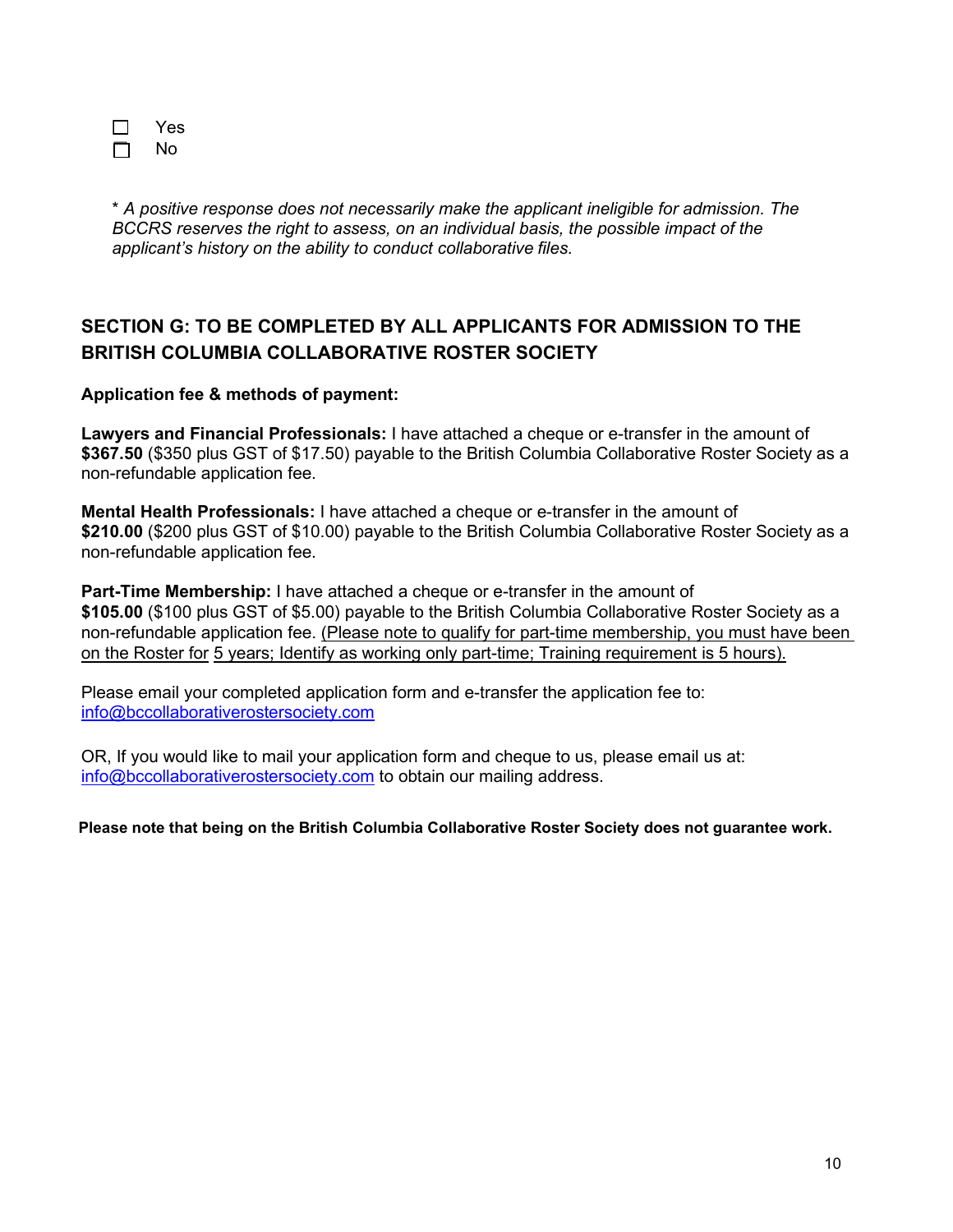- ☐ Yes
- ☐ No

*\* A positive response does not necessarily make the applicant ineligible for admission. The BCCRS reserves the right to assess, on an individual basis, the possible impact of the applicant's history on the ability to conduct collaborative files.*

## SECTION G: TO BE COMPLETED BY ALL APPLICANTS FOR ADMISSION TO THE BRITISH COLUMBIA COLLABORATIVE ROSTER SOCIETY

**Application fee & methods of payment:**

**Lawyers and Financial Professionals:** I have attached a cheque or e-transfer in the amount of **$367.50** ($350 plus GST of $17.50) payable to the British Columbia Collaborative Roster Society as a non-refundable application fee.

**Mental Health Professionals:** I have attached a cheque or e-transfer in the amount of **$210.00** ($200 plus GST of $10.00) payable to the British Columbia Collaborative Roster Society as a non-refundable application fee.

**Part-Time Membership:** I have attached a cheque or e-transfer in the amount of **$105.00** ($100 plus GST of $5.00) payable to the British Columbia Collaborative Roster Society as a non-refundable application fee. <u>(Please note to qualify for part-time membership, you must have been on the Roster for 5 years; Identify as working only part-time; Training requirement is 5 hours).</u>

Please email your completed application form and e-transfer the application fee to: [info@bccollaborativerostersociety.com](mailto:info@bccollaborativerostersociety.com)

OR, If you would like to mail your application form and cheque to us, please email us at: [info@bccollaborativerostersociety.com](mailto:info@bccollaborativerostersociety.com) to obtain our mailing address.

**Please note that being on the British Columbia Collaborative Roster Society does not guarantee work.**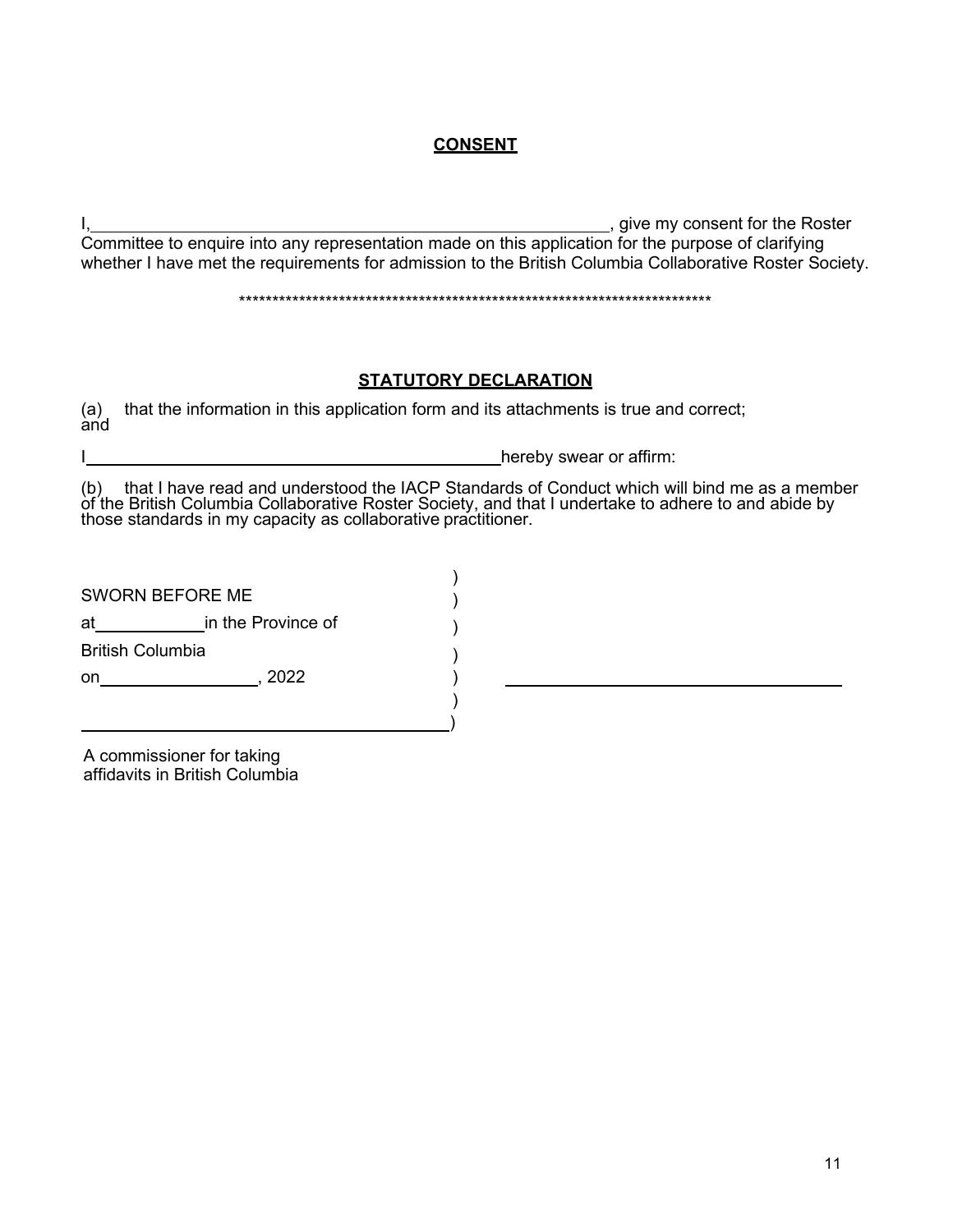## CONSENT

I,\_\_\_\_\_\_\_\_\_\_\_\_\_\_\_\_\_\_\_\_\_\_\_\_\_\_\_\_\_\_\_\_\_\_\_\_\_\_\_\_\_\_\_\_\_\_\_\_, give my consent for the Roster Committee to enquire into any representation made on this application for the purpose of clarifying whether I have met the requirements for admission to the British Columbia Collaborative Roster Society.

\*\*\*\*\*\*\*\*\*\*\*\*\*\*\*\*\*\*\*\*\*\*\*\*\*\*\*\*\*\*\*\*\*\*\*\*\*\*\*\*\*\*\*\*\*\*\*\*\*\*\*\*\*\*\*\*\*\*\*\*\*\*\*\*\*\*\*\*\*\*\*\*\*\*

## STATUTORY DECLARATION

(a) that the information in this application form and its attachments is true and correct; and

I\_\_\_\_\_\_\_\_\_\_\_\_\_\_\_\_\_\_\_\_\_\_\_\_\_\_\_\_\_\_\_\_\_\_\_\_\_\_\_\_\_\_\_\_hereby swear or affirm:

(b) that I have read and understood the IACP Standards of Conduct which will bind me as a member of the British Columbia Collaborative Roster Society, and that I undertake to adhere to and abide by those standards in my capacity as collaborative practitioner.

SWORN BEFORE ME )
at\_\_\_\_\_\_\_\_\_\_in the Province of )
British Columbia )
on\_\_\_\_\_\_\_\_\_\_\_\_\_\_\_, 2022 ) \_\_\_\_\_\_\_\_\_\_\_\_\_\_\_\_\_\_\_\_\_\_\_\_\_\_\_\_\_\_\_\_\_\_\_\_
)
\_\_\_\_\_\_\_\_\_\_\_\_\_\_\_\_\_\_\_\_\_\_\_\_\_\_\_\_\_\_\_\_\_\_\_\_)

A commissioner for taking affidavits in British Columbia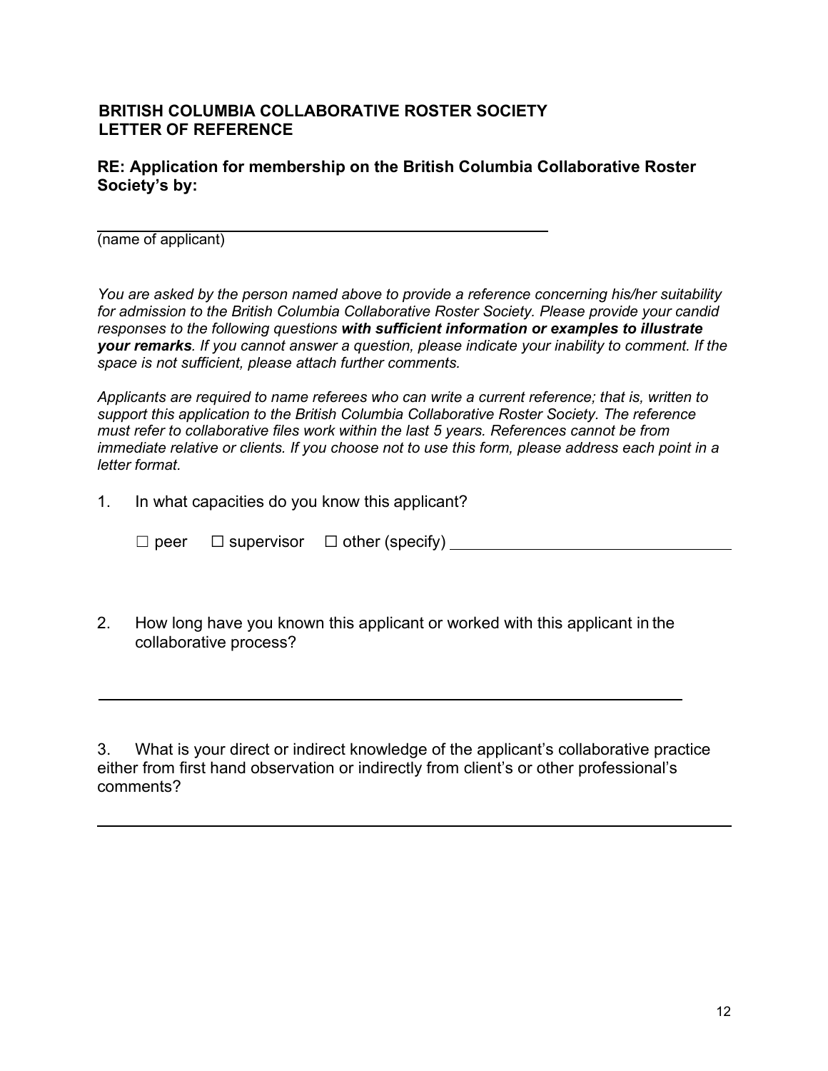**BRITISH COLUMBIA COLLABORATIVE ROSTER SOCIETY**
**LETTER OF REFERENCE**

**RE: Application for membership on the British Columbia Collaborative Roster Society's by:**

\_\_\_\_\_\_\_\_\_\_\_\_\_\_\_\_\_\_\_\_\_\_\_\_\_\_\_\_\_\_\_\_\_\_\_\_\_\_\_\_\_\_\_\_
(name of applicant)

*You are asked by the person named above to provide a reference concerning his/her suitability for admission to the British Columbia Collaborative Roster Society. Please provide your candid responses to the following questions* ***with sufficient information or examples to illustrate your remarks****. If you cannot answer a question, please indicate your inability to comment. If the space is not sufficient, please attach further comments.*

*Applicants are required to name referees who can write a current reference; that is, written to support this application to the British Columbia Collaborative Roster Society. The reference must refer to collaborative files work within the last 5 years. References cannot be from immediate relative or clients. If you choose not to use this form, please address each point in a letter format.*

1. In what capacities do you know this applicant?

   ☐ peer ☐ supervisor ☐ other (specify) \_\_\_\_\_\_\_\_\_\_\_\_\_\_\_\_\_\_\_\_\_\_\_\_\_\_\_\_\_\_

2. How long have you known this applicant or worked with this applicant in the collaborative process?

   \_\_\_\_\_\_\_\_\_\_\_\_\_\_\_\_\_\_\_\_\_\_\_\_\_\_\_\_\_\_\_\_\_\_\_\_\_\_\_\_\_\_\_\_\_\_\_\_\_\_\_\_\_\_\_\_

3. What is your direct or indirect knowledge of the applicant's collaborative practice either from first hand observation or indirectly from client's or other professional's comments?

   \_\_\_\_\_\_\_\_\_\_\_\_\_\_\_\_\_\_\_\_\_\_\_\_\_\_\_\_\_\_\_\_\_\_\_\_\_\_\_\_\_\_\_\_\_\_\_\_\_\_\_\_\_\_\_\_\_\_\_\_\_\_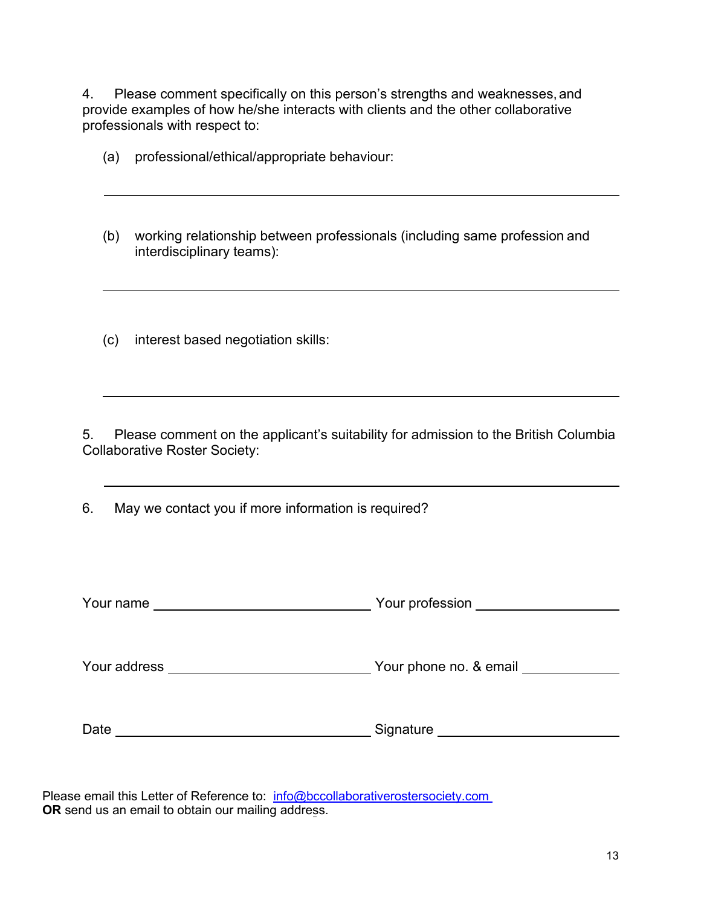4. Please comment specifically on this person's strengths and weaknesses, and provide examples of how he/she interacts with clients and the other collaborative professionals with respect to:

(a) professional/ethical/appropriate behaviour:

___

(b) working relationship between professionals (including same profession and interdisciplinary teams):

___

(c) interest based negotiation skills:

___

5. Please comment on the applicant's suitability for admission to the British Columbia Collaborative Roster Society:

___

6. May we contact you if more information is required?

Your name ______________________ Your profession ______________________

Your address ______________________ Your phone no. & email ______________________

Date ______________________ Signature ______________________

Please email this Letter of Reference to: info@bccollaborativerostersociety.com
**OR** send us an email to obtain our mailing address.